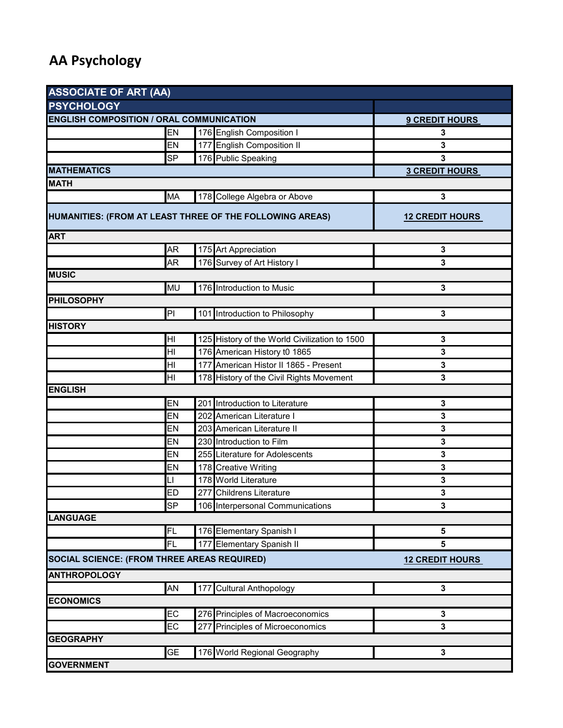# AA Psychology

| ASSOCIATE OF ART (AA) | | | | |
|---|---|---|---|---|
| **PSYCHOLOGY** | | | | |
| **ENGLISH COMPOSITION / ORAL COMMUNICATION** | | | | **9 CREDIT HOURS** |
| | EN | 176 | English Composition I | 3 |
| | EN | 177 | English Composition II | 3 |
| | SP | 176 | Public Speaking | 3 |
| **MATHEMATICS** | | | | **3 CREDIT HOURS** |
| **MATH** | | | | |
| | MA | 178 | College Algebra or Above | 3 |
| **HUMANITIES: (FROM AT LEAST THREE OF THE FOLLOWING AREAS)** | | | | **12 CREDIT HOURS** |
| **ART** | | | | |
| | AR | 175 | Art Appreciation | 3 |
| | AR | 176 | Survey of Art History I | 3 |
| **MUSIC** | | | | |
| | MU | 176 | Introduction to Music | 3 |
| **PHILOSOPHY** | | | | |
| | PI | 101 | Introduction to Philosophy | 3 |
| **HISTORY** | | | | |
| | HI | 125 | History of the World Civilization to 1500 | 3 |
| | HI | 176 | American History t0 1865 | 3 |
| | HI | 177 | American Histor II 1865 - Present | 3 |
| | HI | 178 | History of the Civil Rights Movement | 3 |
| **ENGLISH** | | | | |
| | EN | 201 | Introduction to Literature | 3 |
| | EN | 202 | American Literature I | 3 |
| | EN | 203 | American Literature II | 3 |
| | EN | 230 | Introduction to Film | 3 |
| | EN | 255 | Literature for Adolescents | 3 |
| | EN | 178 | Creative Writing | 3 |
| | LI | 178 | World Literature | 3 |
| | ED | 277 | Childrens Literature | 3 |
| | SP | 106 | Interpersonal Communications | 3 |
| **LANGUAGE** | | | | |
| | FL | 176 | Elementary Spanish I | 5 |
| | FL | 177 | Elementary Spanish II | 5 |
| **SOCIAL SCIENCE: (FROM THREE AREAS REQUIRED)** | | | | **12 CREDIT HOURS** |
| **ANTHROPOLOGY** | | | | |
| | AN | 177 | Cultural Anthopology | 3 |
| **ECONOMICS** | | | | |
| | EC | 276 | Principles of Macroeconomics | 3 |
| | EC | 277 | Principles of Microeconomics | 3 |
| **GEOGRAPHY** | | | | |
| | GE | 176 | World Regional Geography | 3 |
| **GOVERNMENT** | | | | |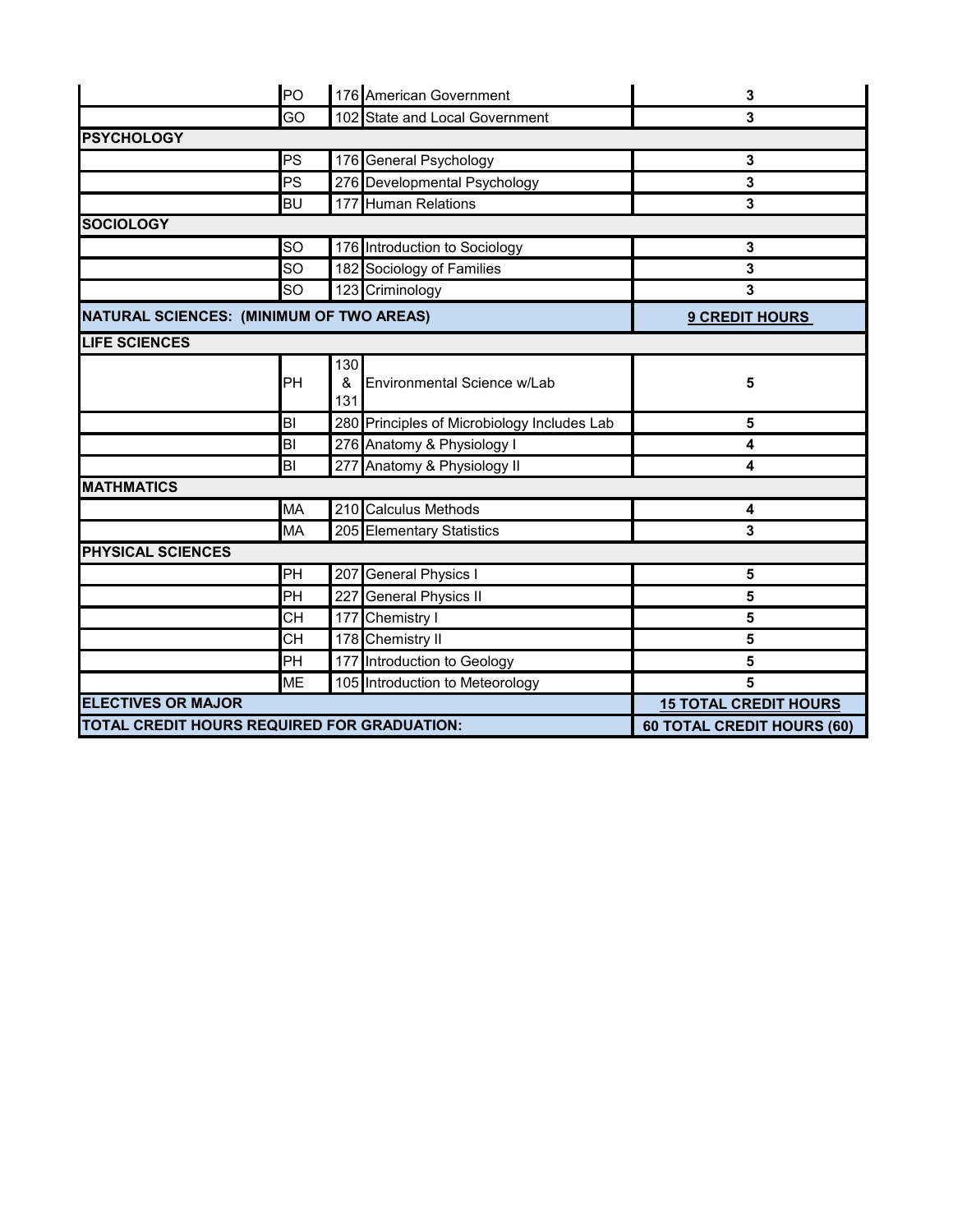| | | | | |
|---|---|---|---|---|
| | PO | 176 | American Government | 3 |
| | GO | 102 | State and Local Government | 3 |
| **PSYCHOLOGY** | | | | |
| | PS | 176 | General Psychology | 3 |
| | PS | 276 | Developmental Psychology | 3 |
| | BU | 177 | Human Relations | 3 |
| **SOCIOLOGY** | | | | |
| | SO | 176 | Introduction to Sociology | 3 |
| | SO | 182 | Sociology of Families | 3 |
| | SO | 123 | Criminology | 3 |
| **NATURAL SCIENCES: (MINIMUM OF TWO AREAS)** | | | | **9 CREDIT HOURS** |
| **LIFE SCIENCES** | | | | |
| | PH | 130 & 131 | Environmental Science w/Lab | 5 |
| | BI | 280 | Principles of Microbiology Includes Lab | 5 |
| | BI | 276 | Anatomy & Physiology I | 4 |
| | BI | 277 | Anatomy & Physiology II | 4 |
| **MATHMATICS** | | | | |
| | MA | 210 | Calculus Methods | 4 |
| | MA | 205 | Elementary Statistics | 3 |
| **PHYSICAL SCIENCES** | | | | |
| | PH | 207 | General Physics I | 5 |
| | PH | 227 | General Physics II | 5 |
| | CH | 177 | Chemistry I | 5 |
| | CH | 178 | Chemistry II | 5 |
| | PH | 177 | Introduction to Geology | 5 |
| | ME | 105 | Introduction to Meteorology | 5 |
| **ELECTIVES OR MAJOR** | | | | **15 TOTAL CREDIT HOURS** |
| **TOTAL CREDIT HOURS REQUIRED FOR GRADUATION:** | | | | **60 TOTAL CREDIT HOURS (60)** |